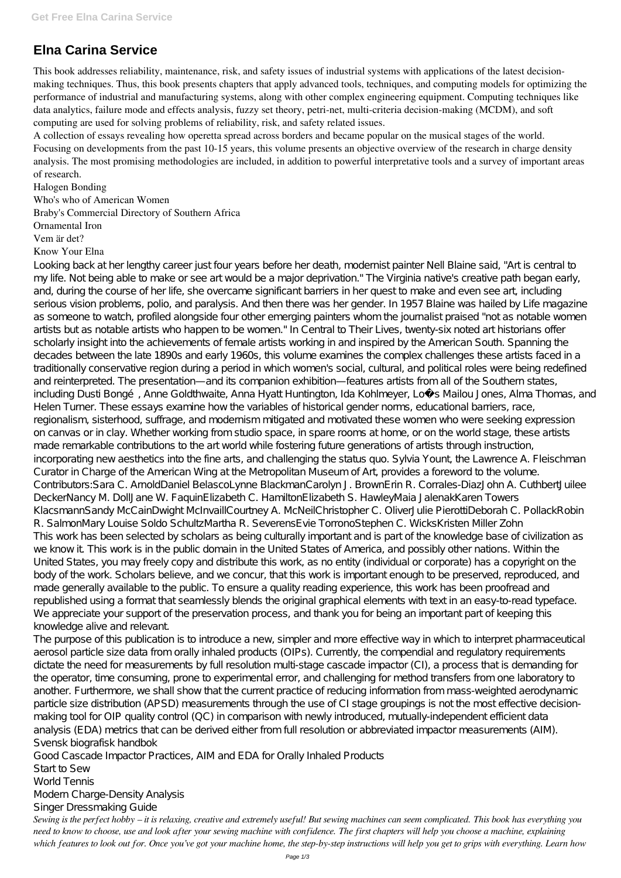# Elna Carina Service

This book addresses reliability, maintenance, risk, and safety issues of industrial systems with applications of the latest decision-making techniques. Thus, this book presents chapters that apply advanced tools, techniques, and computing models for optimizing the performance of industrial and manufacturing systems, along with other complex engineering equipment. Computing techniques like data analytics, failure mode and effects analysis, fuzzy set theory, petri-net, multi-criteria decision-making (MCDM), and soft computing are used for solving problems of reliability, risk, and safety related issues.

A collection of essays revealing how operetta spread across borders and became popular on the musical stages of the world.

Focusing on developments from the past 10-15 years, this volume presents an objective overview of the research in charge density analysis. The most promising methodologies are included, in addition to powerful interpretative tools and a survey of important areas of research.

Halogen Bonding

Who's who of American Women

Braby's Commercial Directory of Southern Africa

Ornamental Iron

Vem är det?

Know Your Elna

Looking back at her lengthy career just four years before her death, modernist painter Nell Blaine said, "Art is central to my life. Not being able to make or see art would be a major deprivation." The Virginia native's creative path began early, and, during the course of her life, she overcame significant barriers in her quest to make and even see art, including serious vision problems, polio, and paralysis. And then there was her gender. In 1957 Blaine was hailed by Life magazine as someone to watch, profiled alongside four other emerging painters whom the journalist praised "not as notable women artists but as notable artists who happen to be women." In Central to Their Lives, twenty-six noted art historians offer scholarly insight into the achievements of female artists working in and inspired by the American South. Spanning the decades between the late 1890s and early 1960s, this volume examines the complex challenges these artists faced in a traditionally conservative region during a period in which women's social, cultural, and political roles were being redefined and reinterpreted. The presentation—and its companion exhibition—features artists from all of the Southern states, including Dusti Bongé, Anne Goldthwaite, Anna Hyatt Huntington, Ida Kohlmeyer, Loïs Mailou Jones, Alma Thomas, and Helen Turner. These essays examine how the variables of historical gender norms, educational barriers, race, regionalism, sisterhood, suffrage, and modernism mitigated and motivated these women who were seeking expression on canvas or in clay. Whether working from studio space, in spare rooms at home, or on the world stage, these artists made remarkable contributions to the art world while fostering future generations of artists through instruction, incorporating new aesthetics into the fine arts, and challenging the status quo. Sylvia Yount, the Lawrence A. Fleischman Curator in Charge of the American Wing at the Metropolitan Museum of Art, provides a foreword to the volume. Contributors:Sara C. ArnoldDaniel BelascoLynne BlackmanCarolyn J. BrownErin R. Corrales-DiazJohn A. CuthbertJuilee DeckerNancy M. DollJane W. FaquinElizabeth C. HamiltonElizabeth S. HawleyMaia JalenakKaren Towers KlacsmannSandy McCainDwight McInvaillCourtney A. McNeilChristopher C. OliverJulie PierottiDeborah C. PollackRobin R. SalmonMary Louise Soldo SchultzMartha R. SeverensEvie TorronoStephen C. WicksKristen Miller Zohn

This work has been selected by scholars as being culturally important and is part of the knowledge base of civilization as we know it. This work is in the public domain in the United States of America, and possibly other nations. Within the United States, you may freely copy and distribute this work, as no entity (individual or corporate) has a copyright on the body of the work. Scholars believe, and we concur, that this work is important enough to be preserved, reproduced, and made generally available to the public. To ensure a quality reading experience, this work has been proofread and republished using a format that seamlessly blends the original graphical elements with text in an easy-to-read typeface. We appreciate your support of the preservation process, and thank you for being an important part of keeping this knowledge alive and relevant.

The purpose of this publication is to introduce a new, simpler and more effective way in which to interpret pharmaceutical aerosol particle size data from orally inhaled products (OIPs). Currently, the compendial and regulatory requirements dictate the need for measurements by full resolution multi-stage cascade impactor (CI), a process that is demanding for the operator, time consuming, prone to experimental error, and challenging for method transfers from one laboratory to another. Furthermore, we shall show that the current practice of reducing information from mass-weighted aerodynamic particle size distribution (APSD) measurements through the use of CI stage groupings is not the most effective decision-making tool for OIP quality control (QC) in comparison with newly introduced, mutually-independent efficient data analysis (EDA) metrics that can be derived either from full resolution or abbreviated impactor measurements (AIM).

Svensk biografisk handbok

Good Cascade Impactor Practices, AIM and EDA for Orally Inhaled Products

Start to Sew

World Tennis

Modern Charge-Density Analysis

Singer Dressmaking Guide

*Sewing is the perfect hobby – it is relaxing, creative and extremely useful! But sewing machines can seem complicated. This book has everything you need to know to choose, use and look after your sewing machine with confidence. The first chapters will help you choose a machine, explaining which features to look out for. Once you've got your machine home, the step-by-step instructions will help you get to grips with everything. Learn how*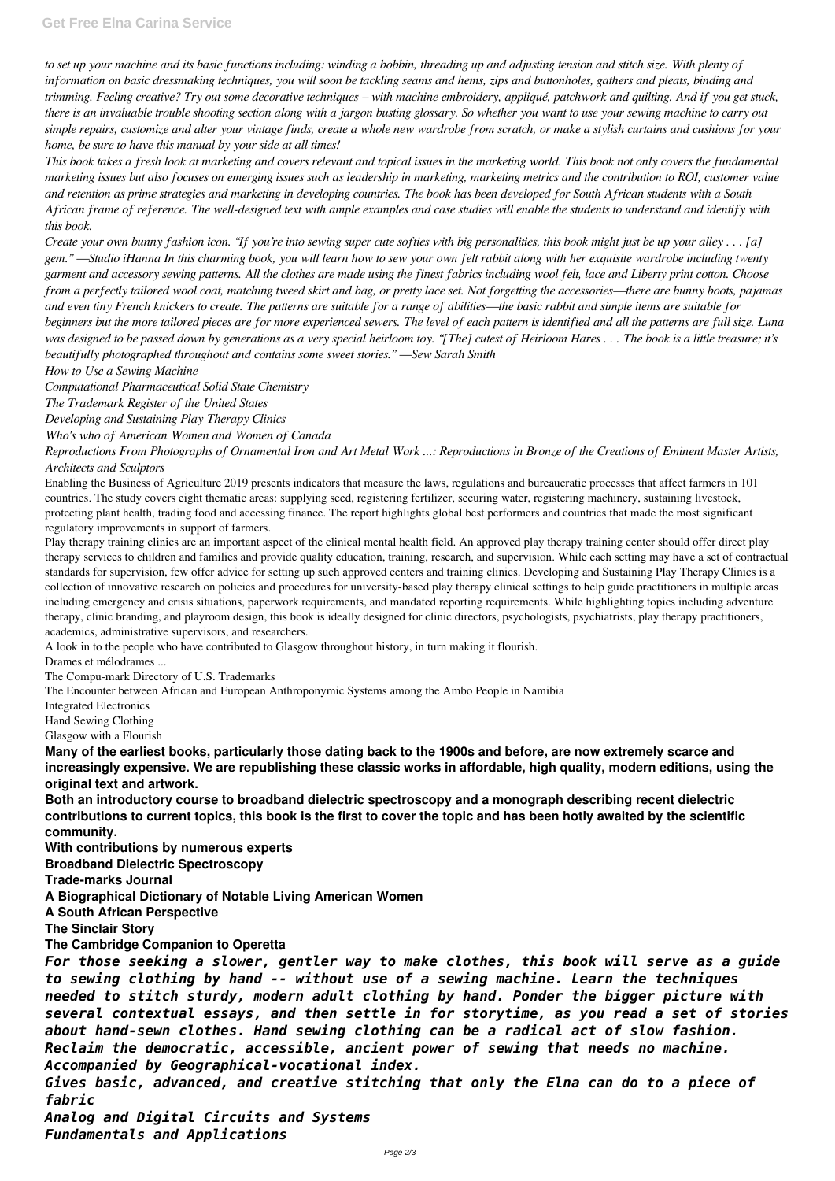*to set up your machine and its basic functions including: winding a bobbin, threading up and adjusting tension and stitch size. With plenty of information on basic dressmaking techniques, you will soon be tackling seams and hems, zips and buttonholes, gathers and pleats, binding and trimming. Feeling creative? Try out some decorative techniques – with machine embroidery, appliqué, patchwork and quilting. And if you get stuck, there is an invaluable trouble shooting section along with a jargon busting glossary. So whether you want to use your sewing machine to carry out simple repairs, customize and alter your vintage finds, create a whole new wardrobe from scratch, or make a stylish curtains and cushions for your home, be sure to have this manual by your side at all times!*

*This book takes a fresh look at marketing and covers relevant and topical issues in the marketing world. This book not only covers the fundamental marketing issues but also focuses on emerging issues such as leadership in marketing, marketing metrics and the contribution to ROI, customer value and retention as prime strategies and marketing in developing countries. The book has been developed for South African students with a South African frame of reference. The well-designed text with ample examples and case studies will enable the students to understand and identify with this book.*

*Create your own bunny fashion icon. "If you're into sewing super cute softies with big personalities, this book might just be up your alley . . . [a] gem." —Studio iHanna In this charming book, you will learn how to sew your own felt rabbit along with her exquisite wardrobe including twenty garment and accessory sewing patterns. All the clothes are made using the finest fabrics including wool felt, lace and Liberty print cotton. Choose from a perfectly tailored wool coat, matching tweed skirt and bag, or pretty lace set. Not forgetting the accessories—there are bunny boots, pajamas and even tiny French knickers to create. The patterns are suitable for a range of abilities—the basic rabbit and simple items are suitable for beginners but the more tailored pieces are for more experienced sewers. The level of each pattern is identified and all the patterns are full size. Luna was designed to be passed down by generations as a very special heirloom toy. "[The] cutest of Heirloom Hares . . . The book is a little treasure; it's beautifully photographed throughout and contains some sweet stories." —Sew Sarah Smith*

*How to Use a Sewing Machine*

*Computational Pharmaceutical Solid State Chemistry*

*The Trademark Register of the United States*

*Developing and Sustaining Play Therapy Clinics*

*Who's who of American Women and Women of Canada*

*Reproductions From Photographs of Ornamental Iron and Art Metal Work ...: Reproductions in Bronze of the Creations of Eminent Master Artists, Architects and Sculptors*

Enabling the Business of Agriculture 2019 presents indicators that measure the laws, regulations and bureaucratic processes that affect farmers in 101 countries. The study covers eight thematic areas: supplying seed, registering fertilizer, securing water, registering machinery, sustaining livestock, protecting plant health, trading food and accessing finance. The report highlights global best performers and countries that made the most significant regulatory improvements in support of farmers.

Play therapy training clinics are an important aspect of the clinical mental health field. An approved play therapy training center should offer direct play therapy services to children and families and provide quality education, training, research, and supervision. While each setting may have a set of contractual standards for supervision, few offer advice for setting up such approved centers and training clinics. Developing and Sustaining Play Therapy Clinics is a collection of innovative research on policies and procedures for university-based play therapy clinical settings to help guide practitioners in multiple areas including emergency and crisis situations, paperwork requirements, and mandated reporting requirements. While highlighting topics including adventure therapy, clinic branding, and playroom design, this book is ideally designed for clinic directors, psychologists, psychiatrists, play therapy practitioners, academics, administrative supervisors, and researchers.

A look in to the people who have contributed to Glasgow throughout history, in turn making it flourish.

Drames et mélodrames ...

The Compu-mark Directory of U.S. Trademarks

The Encounter between African and European Anthroponymic Systems among the Ambo People in Namibia

Integrated Electronics

Hand Sewing Clothing

Glasgow with a Flourish

**Many of the earliest books, particularly those dating back to the 1900s and before, are now extremely scarce and increasingly expensive. We are republishing these classic works in affordable, high quality, modern editions, using the original text and artwork.**

**Both an introductory course to broadband dielectric spectroscopy and a monograph describing recent dielectric contributions to current topics, this book is the first to cover the topic and has been hotly awaited by the scientific community.**

**With contributions by numerous experts**

**Broadband Dielectric Spectroscopy**

**Trade-marks Journal**

**A Biographical Dictionary of Notable Living American Women**

**A South African Perspective**

**The Sinclair Story**

**The Cambridge Companion to Operetta**

***For those seeking a slower, gentler way to make clothes, this book will serve as a guide to sewing clothing by hand -- without use of a sewing machine. Learn the techniques needed to stitch sturdy, modern adult clothing by hand. Ponder the bigger picture with several contextual essays, and then settle in for storytime, as you read a set of stories about hand-sewn clothes. Hand sewing clothing can be a radical act of slow fashion. Reclaim the democratic, accessible, ancient power of sewing that needs no machine.***

***Accompanied by Geographical-vocational index.***

***Gives basic, advanced, and creative stitching that only the Elna can do to a piece of fabric***

***Analog and Digital Circuits and Systems***

***Fundamentals and Applications***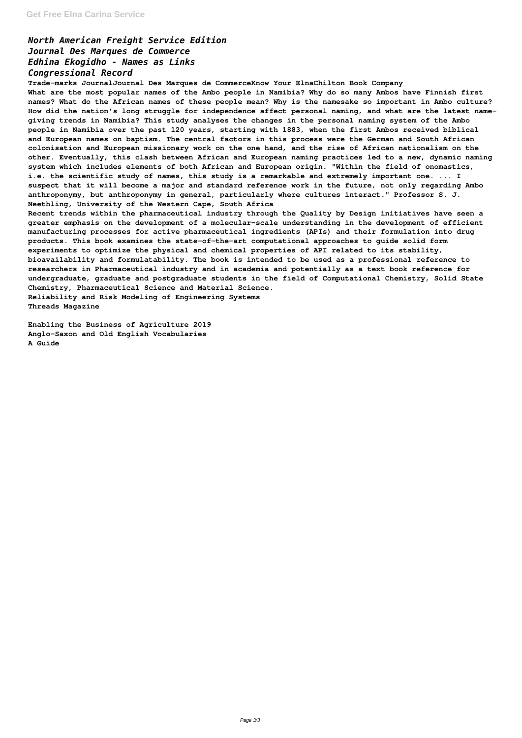## *North American Freight Service Edition*
## *Journal Des Marques de Commerce*
## *Edhina Ekogidho - Names as Links*
## *Congressional Record*

**Trade-marks JournalJournal Des Marques de CommerceKnow Your ElnaChilton Book Company**

**What are the most popular names of the Ambo people in Namibia? Why do so many Ambos have Finnish first names? What do the African names of these people mean? Why is the namesake so important in Ambo culture? How did the nation's long struggle for independence affect personal naming, and what are the latest name-giving trends in Namibia? This study analyses the changes in the personal naming system of the Ambo people in Namibia over the past 120 years, starting with 1883, when the first Ambos received biblical and European names on baptism. The central factors in this process were the German and South African colonisation and European missionary work on the one hand, and the rise of African nationalism on the other. Eventually, this clash between African and European naming practices led to a new, dynamic naming system which includes elements of both African and European origin. "Within the field of onomastics, i.e. the scientific study of names, this study is a remarkable and extremely important one. ... I suspect that it will become a major and standard reference work in the future, not only regarding Ambo anthroponymy, but anthroponymy in general, particularly where cultures interact." Professor S. J. Neethling, University of the Western Cape, South Africa**

**Recent trends within the pharmaceutical industry through the Quality by Design initiatives have seen a greater emphasis on the development of a molecular-scale understanding in the development of efficient manufacturing processes for active pharmaceutical ingredients (APIs) and their formulation into drug products. This book examines the state-of-the-art computational approaches to guide solid form experiments to optimize the physical and chemical properties of API related to its stability, bioavailability and formulatability. The book is intended to be used as a professional reference to researchers in Pharmaceutical industry and in academia and potentially as a text book reference for undergraduate, graduate and postgraduate students in the field of Computational Chemistry, Solid State Chemistry, Pharmaceutical Science and Material Science.**

**Reliability and Risk Modeling of Engineering Systems**

**Threads Magazine**

**Enabling the Business of Agriculture 2019**

**Anglo-Saxon and Old English Vocabularies**

**A Guide**